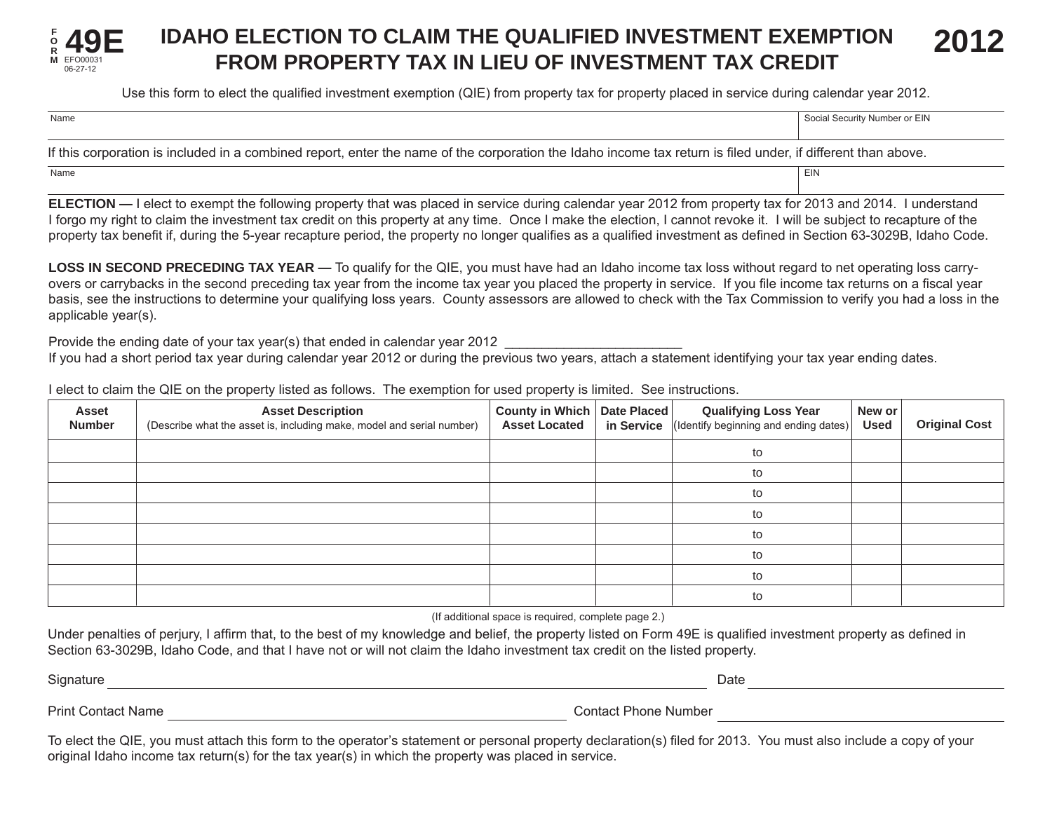FORM **49E** EFO00031 06-27-12

# IDAHO ELECTION TO CLAIM THE QUALIFIED INVESTMENT EXEMPTION FROM PROPERTY TAX IN LIEU OF INVESTMENT TAX CREDIT

**2012**

Use this form to elect the qualified investment exemption (QIE) from property tax for property placed in service during calendar year 2012.

| Name | Social Security Number or EIN |
|---|---|
| | |

If this corporation is included in a combined report, enter the name of the corporation the Idaho income tax return is filed under, if different than above.

| Name | EIN |
|---|---|
| | |

**ELECTION —** I elect to exempt the following property that was placed in service during calendar year 2012 from property tax for 2013 and 2014. I understand I forgo my right to claim the investment tax credit on this property at any time. Once I make the election, I cannot revoke it. I will be subject to recapture of the property tax benefit if, during the 5-year recapture period, the property no longer qualifies as a qualified investment as defined in Section 63-3029B, Idaho Code.

**LOSS IN SECOND PRECEDING TAX YEAR —** To qualify for the QIE, you must have had an Idaho income tax loss without regard to net operating loss carry-overs or carrybacks in the second preceding tax year from the income tax year you placed the property in service. If you file income tax returns on a fiscal year basis, see the instructions to determine your qualifying loss years. County assessors are allowed to check with the Tax Commission to verify you had a loss in the applicable year(s).

Provide the ending date of your tax year(s) that ended in calendar year 2012 _______________________

If you had a short period tax year during calendar year 2012 or during the previous two years, attach a statement identifying your tax year ending dates.

I elect to claim the QIE on the property listed as follows. The exemption for used property is limited. See instructions.

| Asset Number | Asset Description (Describe what the asset is, including make, model and serial number) | County in Which Asset Located | Date Placed in Service | Qualifying Loss Year (Identify beginning and ending dates) | New or Used | Original Cost |
|---|---|---|---|---|---|---|
| | | | | to | | |
| | | | | to | | |
| | | | | to | | |
| | | | | to | | |
| | | | | to | | |
| | | | | to | | |
| | | | | to | | |
| | | | | to | | |

(If additional space is required, complete page 2.)

Under penalties of perjury, I affirm that, to the best of my knowledge and belief, the property listed on Form 49E is qualified investment property as defined in Section 63-3029B, Idaho Code, and that I have not or will not claim the Idaho investment tax credit on the listed property.

Signature ______________________________ Date ______________

Print Contact Name ______________________________ Contact Phone Number ______________

To elect the QIE, you must attach this form to the operator's statement or personal property declaration(s) filed for 2013. You must also include a copy of your original Idaho income tax return(s) for the tax year(s) in which the property was placed in service.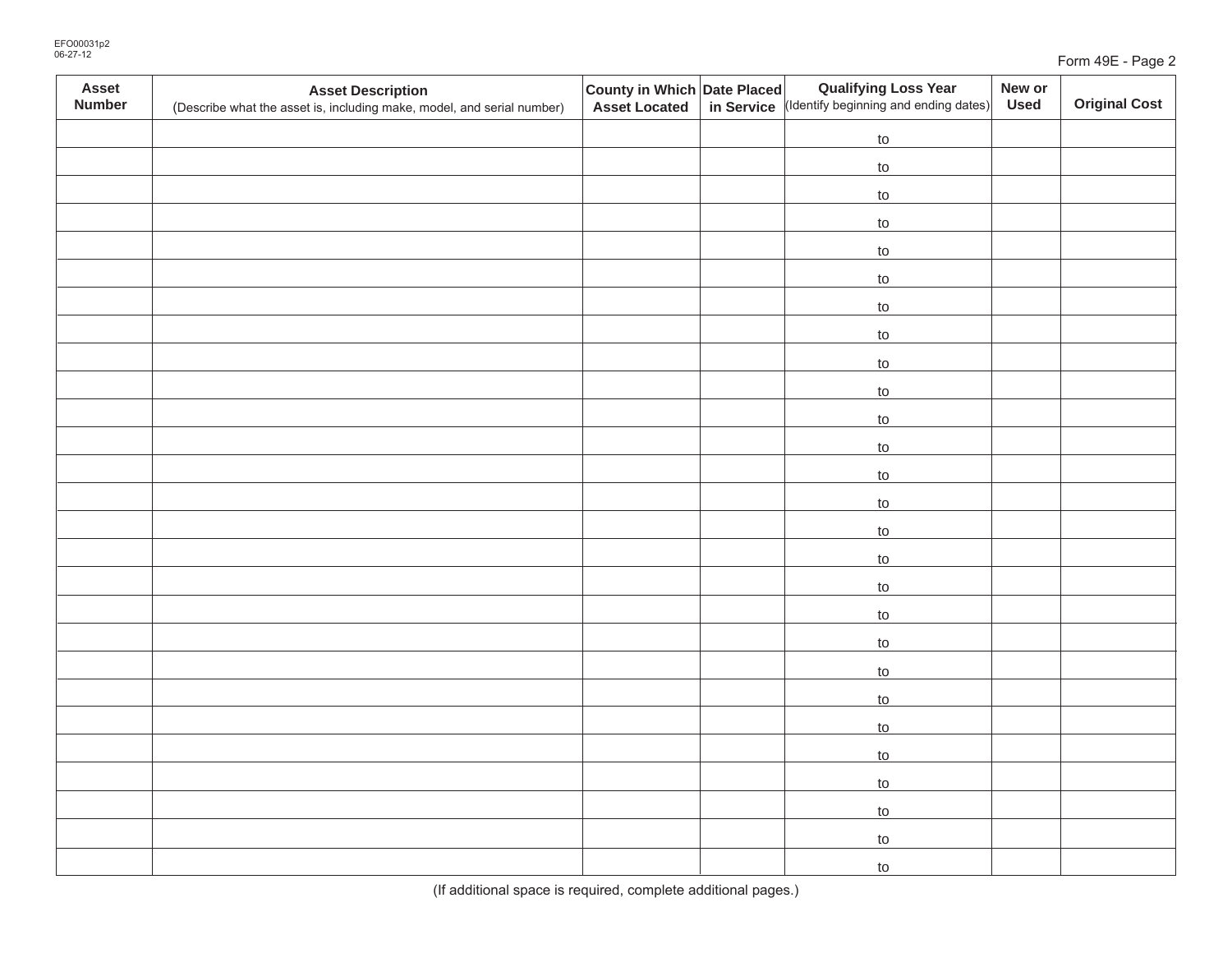| Asset Number | Asset Description (Describe what the asset is, including make, model, and serial number) | County in Which Asset Located | Date Placed in Service | Qualifying Loss Year (Identify beginning and ending dates) | New or Used | Original Cost |
|---|---|---|---|---|---|---|
| | | | | to | | |
| | | | | to | | |
| | | | | to | | |
| | | | | to | | |
| | | | | to | | |
| | | | | to | | |
| | | | | to | | |
| | | | | to | | |
| | | | | to | | |
| | | | | to | | |
| | | | | to | | |
| | | | | to | | |
| | | | | to | | |
| | | | | to | | |
| | | | | to | | |
| | | | | to | | |
| | | | | to | | |
| | | | | to | | |
| | | | | to | | |
| | | | | to | | |
| | | | | to | | |
| | | | | to | | |
| | | | | to | | |
| | | | | to | | |
| | | | | to | | |
| | | | | to | | |
| | | | | to | | |

(If additional space is required, complete additional pages.)